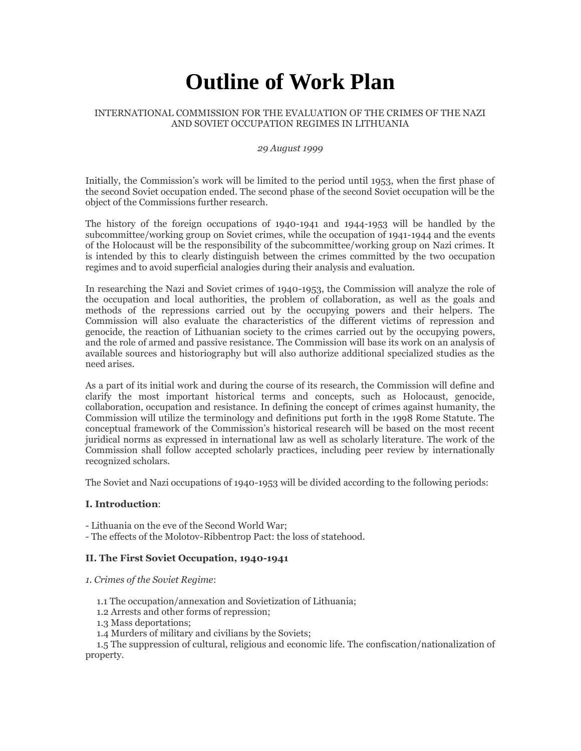# Outline of Work Plan

INTERNATIONAL COMMISSION FOR THE EVALUATION OF THE CRIMES OF THE NAZI AND SOVIET OCCUPATION REGIMES IN LITHUANIA

*29 August 1999*

Initially, the Commission's work will be limited to the period until 1953, when the first phase of the second Soviet occupation ended. The second phase of the second Soviet occupation will be the object of the Commissions further research.

The history of the foreign occupations of 1940-1941 and 1944-1953 will be handled by the subcommittee/working group on Soviet crimes, while the occupation of 1941-1944 and the events of the Holocaust will be the responsibility of the subcommittee/working group on Nazi crimes. It is intended by this to clearly distinguish between the crimes committed by the two occupation regimes and to avoid superficial analogies during their analysis and evaluation.

In researching the Nazi and Soviet crimes of 1940-1953, the Commission will analyze the role of the occupation and local authorities, the problem of collaboration, as well as the goals and methods of the repressions carried out by the occupying powers and their helpers. The Commission will also evaluate the characteristics of the different victims of repression and genocide, the reaction of Lithuanian society to the crimes carried out by the occupying powers, and the role of armed and passive resistance. The Commission will base its work on an analysis of available sources and historiography but will also authorize additional specialized studies as the need arises.

As a part of its initial work and during the course of its research, the Commission will define and clarify the most important historical terms and concepts, such as Holocaust, genocide, collaboration, occupation and resistance. In defining the concept of crimes against humanity, the Commission will utilize the terminology and definitions put forth in the 1998 Rome Statute. The conceptual framework of the Commission's historical research will be based on the most recent juridical norms as expressed in international law as well as scholarly literature. The work of the Commission shall follow accepted scholarly practices, including peer review by internationally recognized scholars.

The Soviet and Nazi occupations of 1940-1953 will be divided according to the following periods:

**I. Introduction**:

- Lithuania on the eve of the Second World War;
- The effects of the Molotov-Ribbentrop Pact: the loss of statehood.

**II. The First Soviet Occupation, 1940-1941**

*1. Crimes of the Soviet Regime*:

1.1 The occupation/annexation and Sovietization of Lithuania;
1.2 Arrests and other forms of repression;
1.3 Mass deportations;
1.4 Murders of military and civilians by the Soviets;
1.5 The suppression of cultural, religious and economic life. The confiscation/nationalization of property.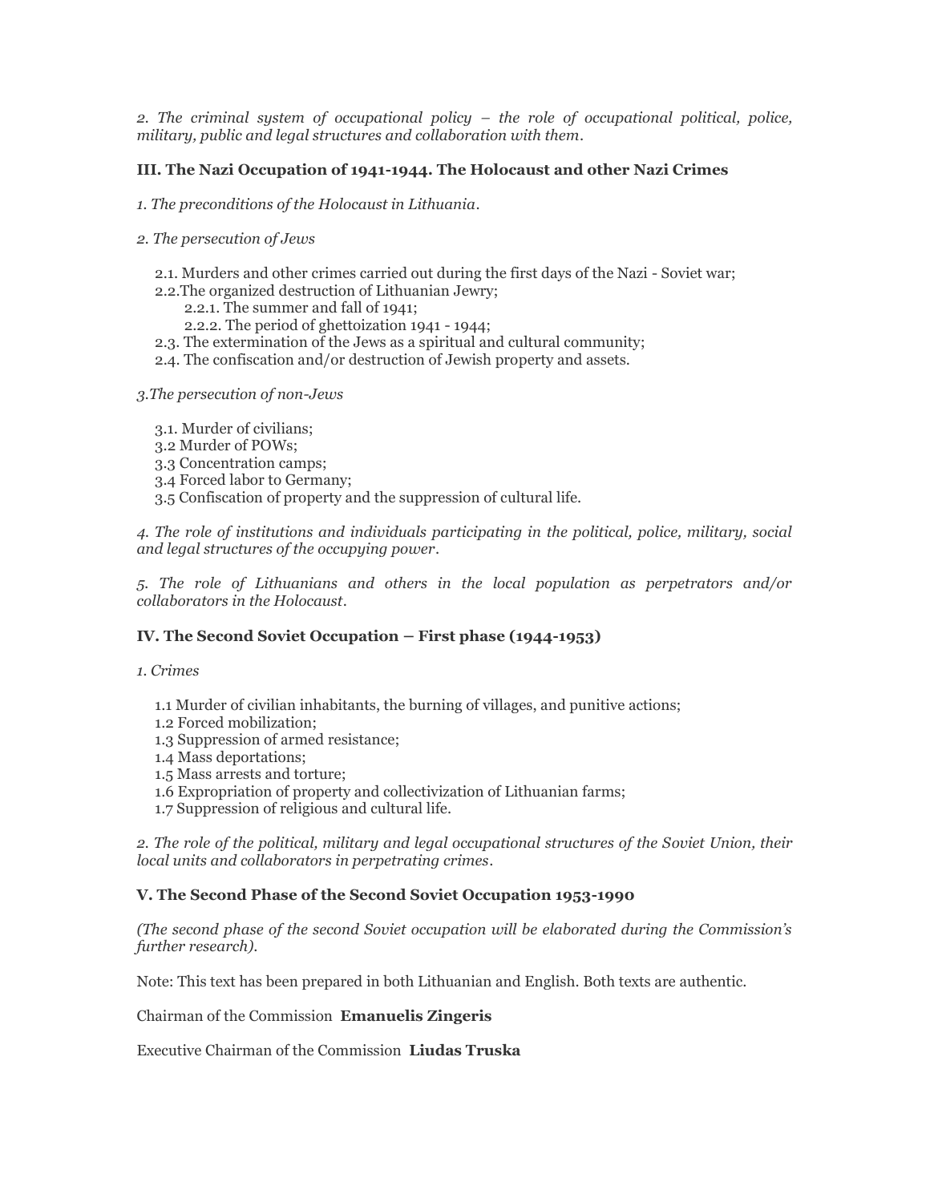*2. The criminal system of occupational policy – the role of occupational political, police, military, public and legal structures and collaboration with them.*

## III. The Nazi Occupation of 1941-1944. The Holocaust and other Nazi Crimes

*1. The preconditions of the Holocaust in Lithuania.*

*2. The persecution of Jews*

- 2.1. Murders and other crimes carried out during the first days of the Nazi - Soviet war;
- 2.2.The organized destruction of Lithuanian Jewry;
  - 2.2.1. The summer and fall of 1941;
  - 2.2.2. The period of ghettoization 1941 - 1944;
- 2.3. The extermination of the Jews as a spiritual and cultural community;
- 2.4. The confiscation and/or destruction of Jewish property and assets.

*3.The persecution of non-Jews*

- 3.1. Murder of civilians;
- 3.2 Murder of POWs;
- 3.3 Concentration camps;
- 3.4 Forced labor to Germany;
- 3.5 Confiscation of property and the suppression of cultural life.

*4. The role of institutions and individuals participating in the political, police, military, social and legal structures of the occupying power.*

*5. The role of Lithuanians and others in the local population as perpetrators and/or collaborators in the Holocaust.*

## IV. The Second Soviet Occupation – First phase (1944-1953)

*1. Crimes*

- 1.1 Murder of civilian inhabitants, the burning of villages, and punitive actions;
- 1.2 Forced mobilization;
- 1.3 Suppression of armed resistance;
- 1.4 Mass deportations;
- 1.5 Mass arrests and torture;
- 1.6 Expropriation of property and collectivization of Lithuanian farms;
- 1.7 Suppression of religious and cultural life.

*2. The role of the political, military and legal occupational structures of the Soviet Union, their local units and collaborators in perpetrating crimes.*

## V. The Second Phase of the Second Soviet Occupation 1953-1990

*(The second phase of the second Soviet occupation will be elaborated during the Commission's further research).*

Note: This text has been prepared in both Lithuanian and English. Both texts are authentic.

Chairman of the Commission **Emanuelis Zingeris**

Executive Chairman of the Commission **Liudas Truska**